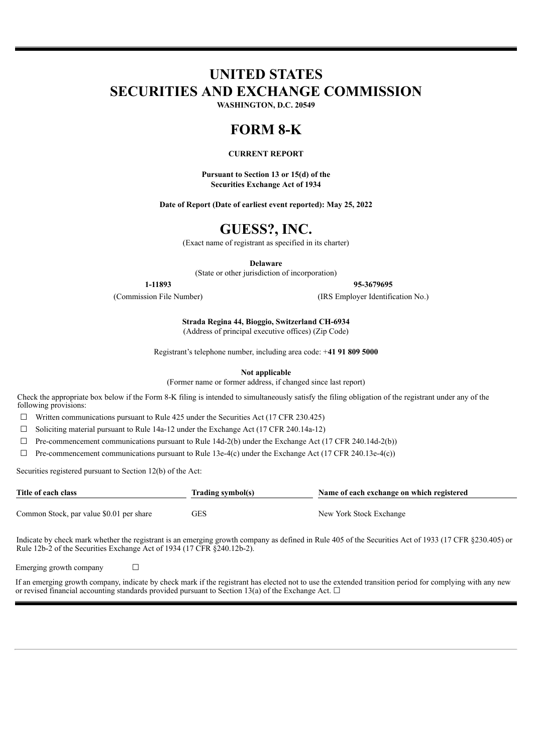# UNITED STATES
# SECURITIES AND EXCHANGE COMMISSION

**WASHINGTON, D.C. 20549**

# FORM 8-K

**CURRENT REPORT**

**Pursuant to Section 13 or 15(d) of the Securities Exchange Act of 1934**

**Date of Report (Date of earliest event reported): May 25, 2022**

# GUESS?, INC.

(Exact name of registrant as specified in its charter)

**Delaware**
(State or other jurisdiction of incorporation)

| **1-11893** | **95-3679695** |
|---|---|
| (Commission File Number) | (IRS Employer Identification No.) |

**Strada Regina 44, Bioggio, Switzerland CH-6934**
(Address of principal executive offices) (Zip Code)

Registrant's telephone number, including area code: +**41 91 809 5000**

**Not applicable**
(Former name or former address, if changed since last report)

Check the appropriate box below if the Form 8-K filing is intended to simultaneously satisfy the filing obligation of the registrant under any of the following provisions:

☐ Written communications pursuant to Rule 425 under the Securities Act (17 CFR 230.425)

☐ Soliciting material pursuant to Rule 14a-12 under the Exchange Act (17 CFR 240.14a-12)

☐ Pre-commencement communications pursuant to Rule 14d-2(b) under the Exchange Act (17 CFR 240.14d-2(b))

☐ Pre-commencement communications pursuant to Rule 13e-4(c) under the Exchange Act (17 CFR 240.13e-4(c))

Securities registered pursuant to Section 12(b) of the Act:

| Title of each class | Trading symbol(s) | Name of each exchange on which registered |
|---|---|---|
| Common Stock, par value $0.01 per share | GES | New York Stock Exchange |

Indicate by check mark whether the registrant is an emerging growth company as defined in Rule 405 of the Securities Act of 1933 (17 CFR §230.405) or Rule 12b-2 of the Securities Exchange Act of 1934 (17 CFR §240.12b-2).

Emerging growth company ☐

If an emerging growth company, indicate by check mark if the registrant has elected not to use the extended transition period for complying with any new or revised financial accounting standards provided pursuant to Section 13(a) of the Exchange Act. ☐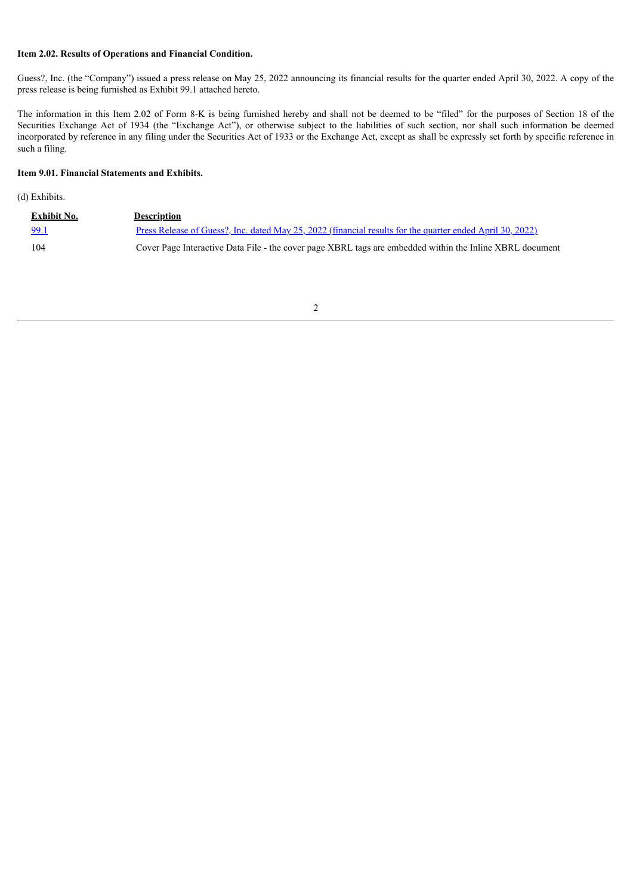**Item 2.02. Results of Operations and Financial Condition.**

Guess?, Inc. (the “Company”) issued a press release on May 25, 2022 announcing its financial results for the quarter ended April 30, 2022. A copy of the press release is being furnished as Exhibit 99.1 attached hereto.

The information in this Item 2.02 of Form 8-K is being furnished hereby and shall not be deemed to be “filed” for the purposes of Section 18 of the Securities Exchange Act of 1934 (the “Exchange Act”), or otherwise subject to the liabilities of such section, nor shall such information be deemed incorporated by reference in any filing under the Securities Act of 1933 or the Exchange Act, except as shall be expressly set forth by specific reference in such a filing.

**Item 9.01. Financial Statements and Exhibits.**

(d) Exhibits.

| Exhibit No. | Description |
| --- | --- |
| 99.1 | Press Release of Guess?, Inc. dated May 25, 2022 (financial results for the quarter ended April 30, 2022) |
| 104 | Cover Page Interactive Data File - the cover page XBRL tags are embedded within the Inline XBRL document |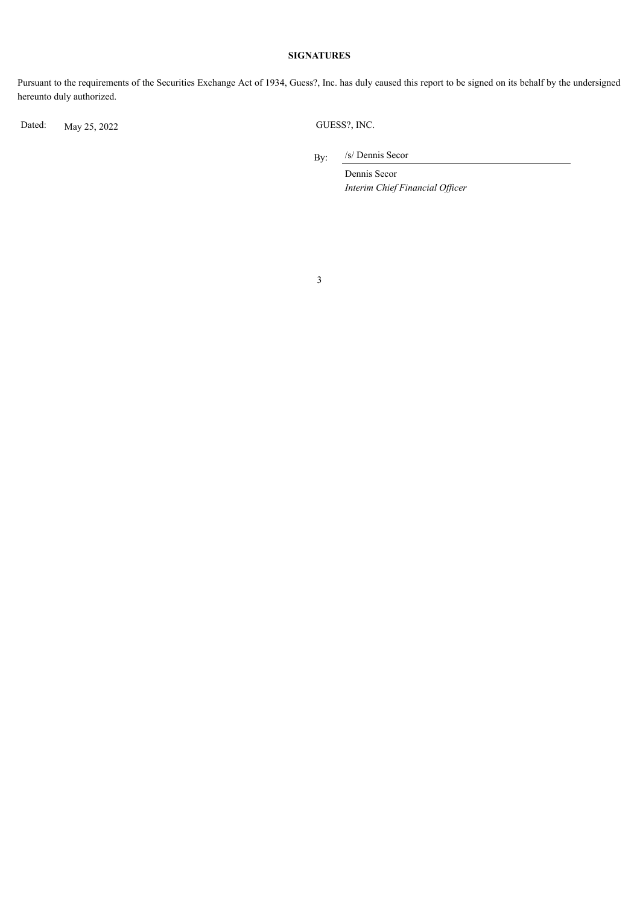**SIGNATURES**

Pursuant to the requirements of the Securities Exchange Act of 1934, Guess?, Inc. has duly caused this report to be signed on its behalf by the undersigned hereunto duly authorized.

| | | | |
|---|---|---|---|
| Dated: | May 25, 2022 | GUESS?, INC. | |
| | | By: | /s/ Dennis Secor |
| | | | Dennis Secor |
| | | | *Interim Chief Financial Officer* |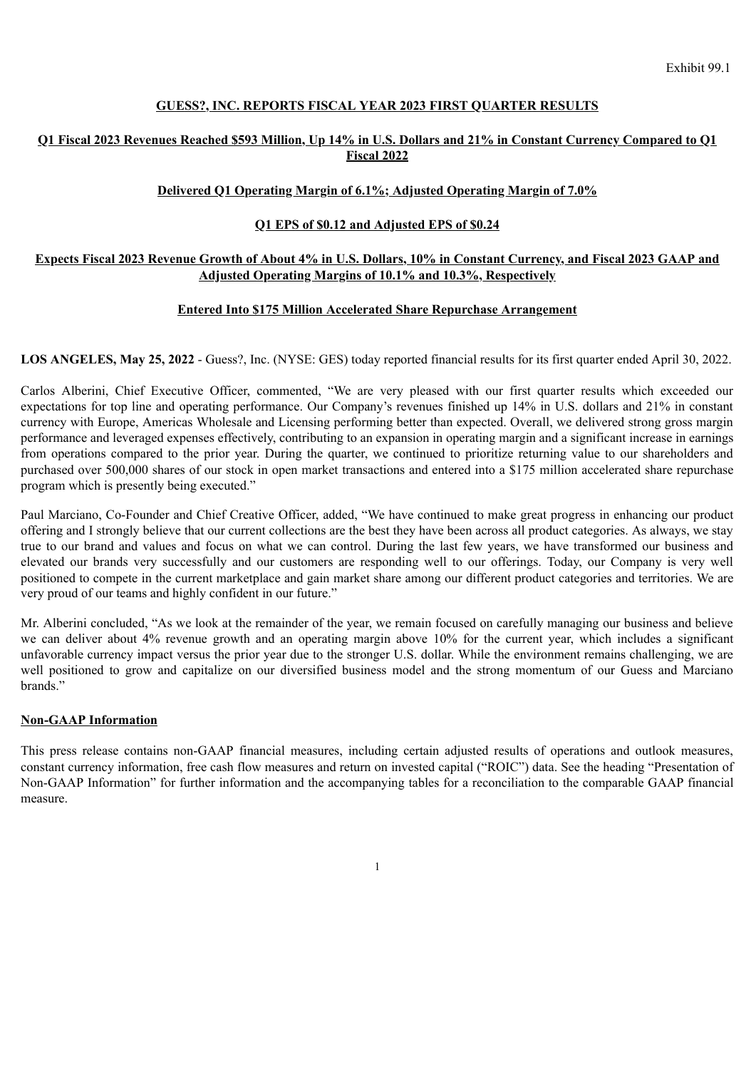Exhibit 99.1

**GUESS?, INC. REPORTS FISCAL YEAR 2023 FIRST QUARTER RESULTS**

**Q1 Fiscal 2023 Revenues Reached $593 Million, Up 14% in U.S. Dollars and 21% in Constant Currency Compared to Q1 Fiscal 2022**

**Delivered Q1 Operating Margin of 6.1%; Adjusted Operating Margin of 7.0%**

**Q1 EPS of $0.12 and Adjusted EPS of $0.24**

**Expects Fiscal 2023 Revenue Growth of About 4% in U.S. Dollars, 10% in Constant Currency, and Fiscal 2023 GAAP and Adjusted Operating Margins of 10.1% and 10.3%, Respectively**

**Entered Into $175 Million Accelerated Share Repurchase Arrangement**

**LOS ANGELES, May 25, 2022** - Guess?, Inc. (NYSE: GES) today reported financial results for its first quarter ended April 30, 2022.

Carlos Alberini, Chief Executive Officer, commented, "We are very pleased with our first quarter results which exceeded our expectations for top line and operating performance. Our Company's revenues finished up 14% in U.S. dollars and 21% in constant currency with Europe, Americas Wholesale and Licensing performing better than expected. Overall, we delivered strong gross margin performance and leveraged expenses effectively, contributing to an expansion in operating margin and a significant increase in earnings from operations compared to the prior year. During the quarter, we continued to prioritize returning value to our shareholders and purchased over 500,000 shares of our stock in open market transactions and entered into a $175 million accelerated share repurchase program which is presently being executed."

Paul Marciano, Co-Founder and Chief Creative Officer, added, "We have continued to make great progress in enhancing our product offering and I strongly believe that our current collections are the best they have been across all product categories. As always, we stay true to our brand and values and focus on what we can control. During the last few years, we have transformed our business and elevated our brands very successfully and our customers are responding well to our offerings. Today, our Company is very well positioned to compete in the current marketplace and gain market share among our different product categories and territories. We are very proud of our teams and highly confident in our future."

Mr. Alberini concluded, "As we look at the remainder of the year, we remain focused on carefully managing our business and believe we can deliver about 4% revenue growth and an operating margin above 10% for the current year, which includes a significant unfavorable currency impact versus the prior year due to the stronger U.S. dollar. While the environment remains challenging, we are well positioned to grow and capitalize on our diversified business model and the strong momentum of our Guess and Marciano brands."

**Non-GAAP Information**

This press release contains non-GAAP financial measures, including certain adjusted results of operations and outlook measures, constant currency information, free cash flow measures and return on invested capital ("ROIC") data. See the heading "Presentation of Non-GAAP Information" for further information and the accompanying tables for a reconciliation to the comparable GAAP financial measure.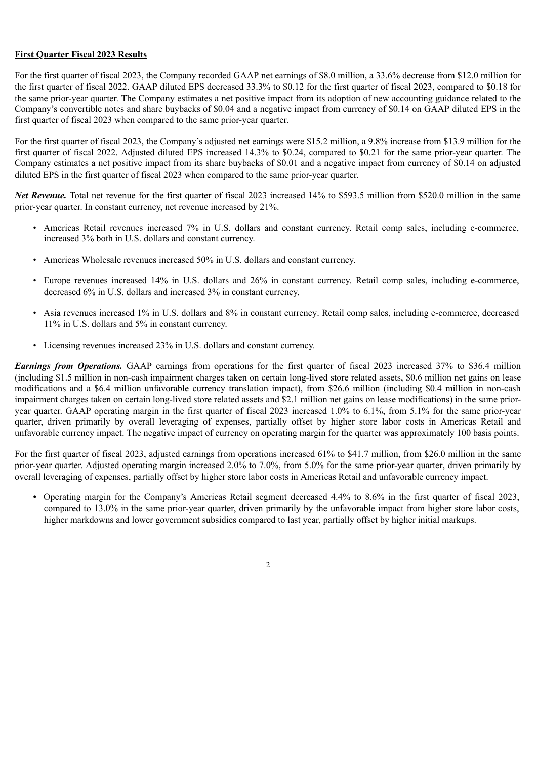**First Quarter Fiscal 2023 Results**

For the first quarter of fiscal 2023, the Company recorded GAAP net earnings of $8.0 million, a 33.6% decrease from $12.0 million for the first quarter of fiscal 2022. GAAP diluted EPS decreased 33.3% to $0.12 for the first quarter of fiscal 2023, compared to $0.18 for the same prior-year quarter. The Company estimates a net positive impact from its adoption of new accounting guidance related to the Company's convertible notes and share buybacks of $0.04 and a negative impact from currency of $0.14 on GAAP diluted EPS in the first quarter of fiscal 2023 when compared to the same prior-year quarter.

For the first quarter of fiscal 2023, the Company's adjusted net earnings were $15.2 million, a 9.8% increase from $13.9 million for the first quarter of fiscal 2022. Adjusted diluted EPS increased 14.3% to $0.24, compared to $0.21 for the same prior-year quarter. The Company estimates a net positive impact from its share buybacks of $0.01 and a negative impact from currency of $0.14 on adjusted diluted EPS in the first quarter of fiscal 2023 when compared to the same prior-year quarter.

***Net Revenue.*** Total net revenue for the first quarter of fiscal 2023 increased 14% to $593.5 million from $520.0 million in the same prior-year quarter. In constant currency, net revenue increased by 21%.

- Americas Retail revenues increased 7% in U.S. dollars and constant currency. Retail comp sales, including e-commerce, increased 3% both in U.S. dollars and constant currency.
- Americas Wholesale revenues increased 50% in U.S. dollars and constant currency.
- Europe revenues increased 14% in U.S. dollars and 26% in constant currency. Retail comp sales, including e-commerce, decreased 6% in U.S. dollars and increased 3% in constant currency.
- Asia revenues increased 1% in U.S. dollars and 8% in constant currency. Retail comp sales, including e-commerce, decreased 11% in U.S. dollars and 5% in constant currency.
- Licensing revenues increased 23% in U.S. dollars and constant currency.

***Earnings from Operations.*** GAAP earnings from operations for the first quarter of fiscal 2023 increased 37% to $36.4 million (including $1.5 million in non-cash impairment charges taken on certain long-lived store related assets, $0.6 million net gains on lease modifications and a $6.4 million unfavorable currency translation impact), from $26.6 million (including $0.4 million in non-cash impairment charges taken on certain long-lived store related assets and $2.1 million net gains on lease modifications) in the same prior-year quarter. GAAP operating margin in the first quarter of fiscal 2023 increased 1.0% to 6.1%, from 5.1% for the same prior-year quarter, driven primarily by overall leveraging of expenses, partially offset by higher store labor costs in Americas Retail and unfavorable currency impact. The negative impact of currency on operating margin for the quarter was approximately 100 basis points.

For the first quarter of fiscal 2023, adjusted earnings from operations increased 61% to $41.7 million, from $26.0 million in the same prior-year quarter. Adjusted operating margin increased 2.0% to 7.0%, from 5.0% for the same prior-year quarter, driven primarily by overall leveraging of expenses, partially offset by higher store labor costs in Americas Retail and unfavorable currency impact.

- Operating margin for the Company's Americas Retail segment decreased 4.4% to 8.6% in the first quarter of fiscal 2023, compared to 13.0% in the same prior-year quarter, driven primarily by the unfavorable impact from higher store labor costs, higher markdowns and lower government subsidies compared to last year, partially offset by higher initial markups.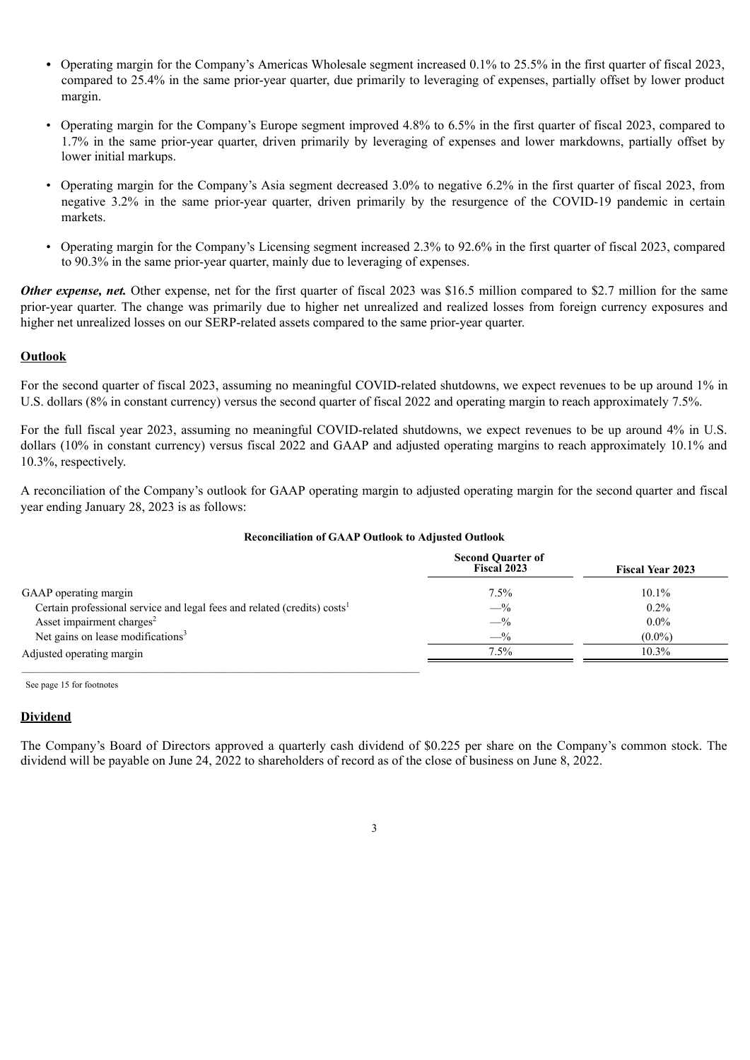- Operating margin for the Company's Americas Wholesale segment increased 0.1% to 25.5% in the first quarter of fiscal 2023, compared to 25.4% in the same prior-year quarter, due primarily to leveraging of expenses, partially offset by lower product margin.
- Operating margin for the Company's Europe segment improved 4.8% to 6.5% in the first quarter of fiscal 2023, compared to 1.7% in the same prior-year quarter, driven primarily by leveraging of expenses and lower markdowns, partially offset by lower initial markups.
- Operating margin for the Company's Asia segment decreased 3.0% to negative 6.2% in the first quarter of fiscal 2023, from negative 3.2% in the same prior-year quarter, driven primarily by the resurgence of the COVID-19 pandemic in certain markets.
- Operating margin for the Company's Licensing segment increased 2.3% to 92.6% in the first quarter of fiscal 2023, compared to 90.3% in the same prior-year quarter, mainly due to leveraging of expenses.

***Other expense, net.*** Other expense, net for the first quarter of fiscal 2023 was $16.5 million compared to $2.7 million for the same prior-year quarter. The change was primarily due to higher net unrealized and realized losses from foreign currency exposures and higher net unrealized losses on our SERP-related assets compared to the same prior-year quarter.

## Outlook

For the second quarter of fiscal 2023, assuming no meaningful COVID-related shutdowns, we expect revenues to be up around 1% in U.S. dollars (8% in constant currency) versus the second quarter of fiscal 2022 and operating margin to reach approximately 7.5%.

For the full fiscal year 2023, assuming no meaningful COVID-related shutdowns, we expect revenues to be up around 4% in U.S. dollars (10% in constant currency) versus fiscal 2022 and GAAP and adjusted operating margins to reach approximately 10.1% and 10.3%, respectively.

A reconciliation of the Company's outlook for GAAP operating margin to adjusted operating margin for the second quarter and fiscal year ending January 28, 2023 is as follows:

**Reconciliation of GAAP Outlook to Adjusted Outlook**

| | Second Quarter of Fiscal 2023 | Fiscal Year 2023 |
|---|---|---|
| GAAP operating margin | 7.5% | 10.1% |
| Certain professional service and legal fees and related (credits) costs[1] | —% | 0.2% |
| Asset impairment charges[2] | —% | 0.0% |
| Net gains on lease modifications[3] | —% | (0.0%) |
| Adjusted operating margin | 7.5% | 10.3% |

See page 15 for footnotes

## Dividend

The Company's Board of Directors approved a quarterly cash dividend of $0.225 per share on the Company's common stock. The dividend will be payable on June 24, 2022 to shareholders of record as of the close of business on June 8, 2022.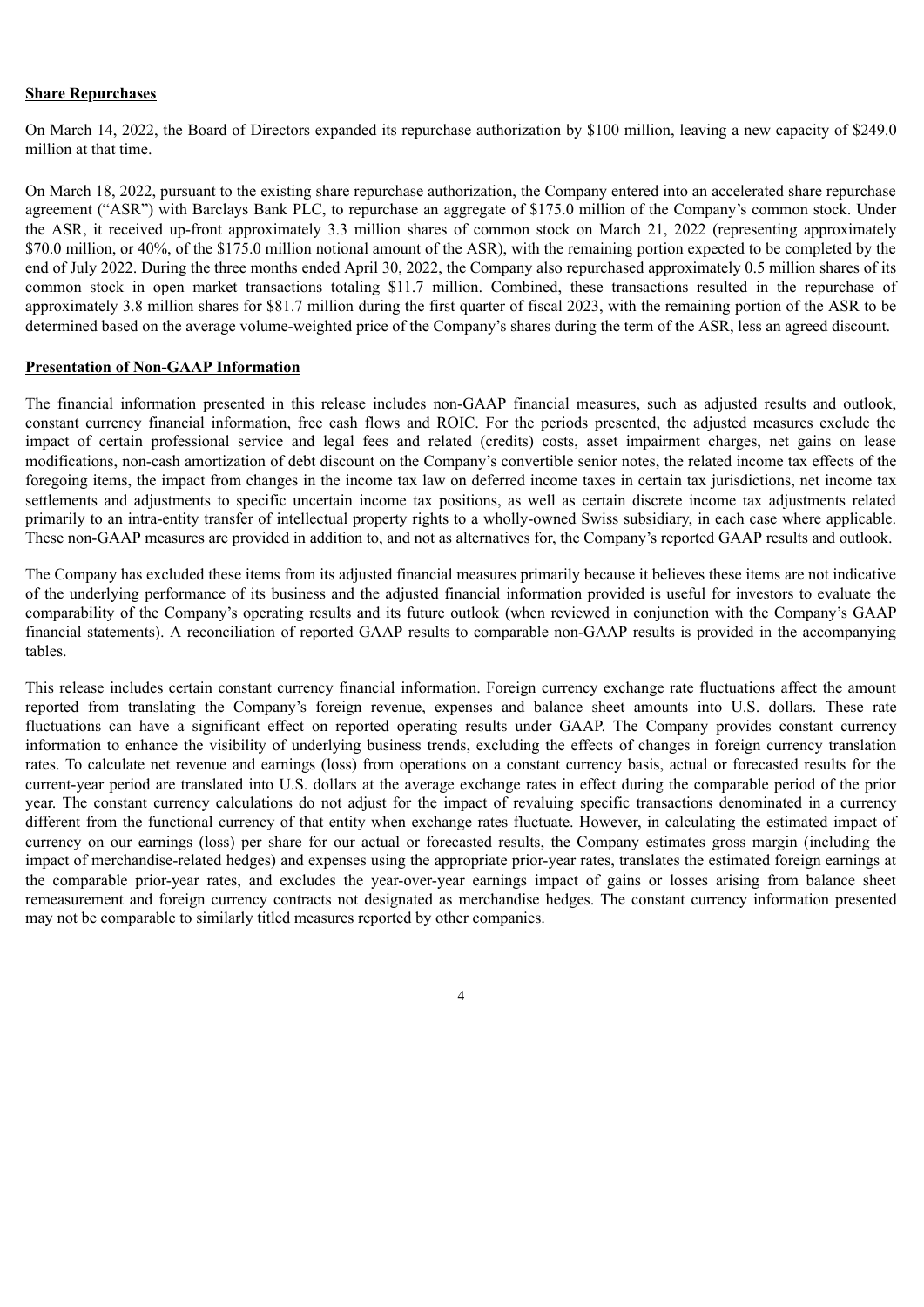**Share Repurchases**

On March 14, 2022, the Board of Directors expanded its repurchase authorization by $100 million, leaving a new capacity of $249.0 million at that time.

On March 18, 2022, pursuant to the existing share repurchase authorization, the Company entered into an accelerated share repurchase agreement ("ASR") with Barclays Bank PLC, to repurchase an aggregate of $175.0 million of the Company's common stock. Under the ASR, it received up-front approximately 3.3 million shares of common stock on March 21, 2022 (representing approximately $70.0 million, or 40%, of the $175.0 million notional amount of the ASR), with the remaining portion expected to be completed by the end of July 2022. During the three months ended April 30, 2022, the Company also repurchased approximately 0.5 million shares of its common stock in open market transactions totaling $11.7 million. Combined, these transactions resulted in the repurchase of approximately 3.8 million shares for $81.7 million during the first quarter of fiscal 2023, with the remaining portion of the ASR to be determined based on the average volume-weighted price of the Company's shares during the term of the ASR, less an agreed discount.

**Presentation of Non-GAAP Information**

The financial information presented in this release includes non-GAAP financial measures, such as adjusted results and outlook, constant currency financial information, free cash flows and ROIC. For the periods presented, the adjusted measures exclude the impact of certain professional service and legal fees and related (credits) costs, asset impairment charges, net gains on lease modifications, non-cash amortization of debt discount on the Company's convertible senior notes, the related income tax effects of the foregoing items, the impact from changes in the income tax law on deferred income taxes in certain tax jurisdictions, net income tax settlements and adjustments to specific uncertain income tax positions, as well as certain discrete income tax adjustments related primarily to an intra-entity transfer of intellectual property rights to a wholly-owned Swiss subsidiary, in each case where applicable. These non-GAAP measures are provided in addition to, and not as alternatives for, the Company's reported GAAP results and outlook.

The Company has excluded these items from its adjusted financial measures primarily because it believes these items are not indicative of the underlying performance of its business and the adjusted financial information provided is useful for investors to evaluate the comparability of the Company's operating results and its future outlook (when reviewed in conjunction with the Company's GAAP financial statements). A reconciliation of reported GAAP results to comparable non-GAAP results is provided in the accompanying tables.

This release includes certain constant currency financial information. Foreign currency exchange rate fluctuations affect the amount reported from translating the Company's foreign revenue, expenses and balance sheet amounts into U.S. dollars. These rate fluctuations can have a significant effect on reported operating results under GAAP. The Company provides constant currency information to enhance the visibility of underlying business trends, excluding the effects of changes in foreign currency translation rates. To calculate net revenue and earnings (loss) from operations on a constant currency basis, actual or forecasted results for the current-year period are translated into U.S. dollars at the average exchange rates in effect during the comparable period of the prior year. The constant currency calculations do not adjust for the impact of revaluing specific transactions denominated in a currency different from the functional currency of that entity when exchange rates fluctuate. However, in calculating the estimated impact of currency on our earnings (loss) per share for our actual or forecasted results, the Company estimates gross margin (including the impact of merchandise-related hedges) and expenses using the appropriate prior-year rates, translates the estimated foreign earnings at the comparable prior-year rates, and excludes the year-over-year earnings impact of gains or losses arising from balance sheet remeasurement and foreign currency contracts not designated as merchandise hedges. The constant currency information presented may not be comparable to similarly titled measures reported by other companies.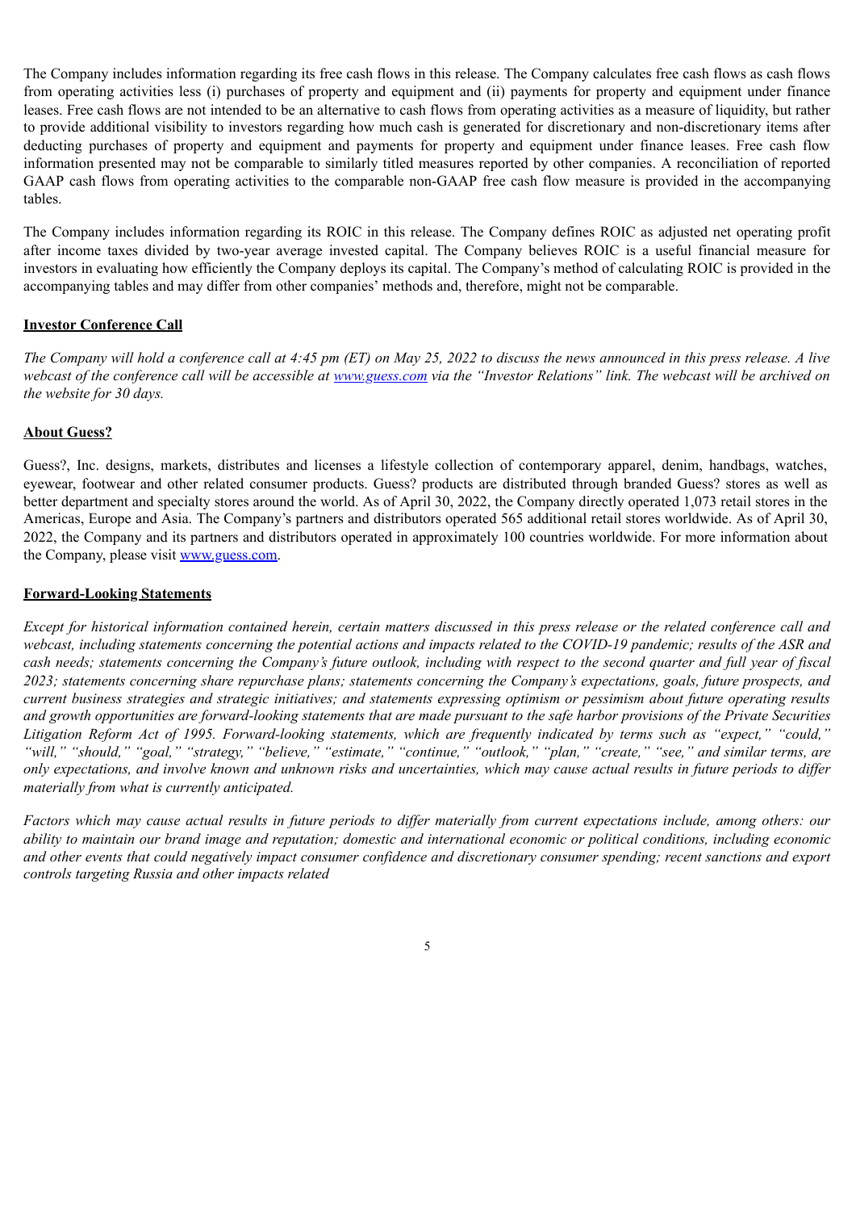The Company includes information regarding its free cash flows in this release. The Company calculates free cash flows as cash flows from operating activities less (i) purchases of property and equipment and (ii) payments for property and equipment under finance leases. Free cash flows are not intended to be an alternative to cash flows from operating activities as a measure of liquidity, but rather to provide additional visibility to investors regarding how much cash is generated for discretionary and non-discretionary items after deducting purchases of property and equipment and payments for property and equipment under finance leases. Free cash flow information presented may not be comparable to similarly titled measures reported by other companies. A reconciliation of reported GAAP cash flows from operating activities to the comparable non-GAAP free cash flow measure is provided in the accompanying tables.

The Company includes information regarding its ROIC in this release. The Company defines ROIC as adjusted net operating profit after income taxes divided by two-year average invested capital. The Company believes ROIC is a useful financial measure for investors in evaluating how efficiently the Company deploys its capital. The Company's method of calculating ROIC is provided in the accompanying tables and may differ from other companies' methods and, therefore, might not be comparable.

**Investor Conference Call**

*The Company will hold a conference call at 4:45 pm (ET) on May 25, 2022 to discuss the news announced in this press release. A live webcast of the conference call will be accessible at www.guess.com via the "Investor Relations" link. The webcast will be archived on the website for 30 days.*

**About Guess?**

Guess?, Inc. designs, markets, distributes and licenses a lifestyle collection of contemporary apparel, denim, handbags, watches, eyewear, footwear and other related consumer products. Guess? products are distributed through branded Guess? stores as well as better department and specialty stores around the world. As of April 30, 2022, the Company directly operated 1,073 retail stores in the Americas, Europe and Asia. The Company's partners and distributors operated 565 additional retail stores worldwide. As of April 30, 2022, the Company and its partners and distributors operated in approximately 100 countries worldwide. For more information about the Company, please visit www.guess.com.

**Forward-Looking Statements**

*Except for historical information contained herein, certain matters discussed in this press release or the related conference call and webcast, including statements concerning the potential actions and impacts related to the COVID-19 pandemic; results of the ASR and cash needs; statements concerning the Company's future outlook, including with respect to the second quarter and full year of fiscal 2023; statements concerning share repurchase plans; statements concerning the Company's expectations, goals, future prospects, and current business strategies and strategic initiatives; and statements expressing optimism or pessimism about future operating results and growth opportunities are forward-looking statements that are made pursuant to the safe harbor provisions of the Private Securities Litigation Reform Act of 1995. Forward-looking statements, which are frequently indicated by terms such as "expect," "could," "will," "should," "goal," "strategy," "believe," "estimate," "continue," "outlook," "plan," "create," "see," and similar terms, are only expectations, and involve known and unknown risks and uncertainties, which may cause actual results in future periods to differ materially from what is currently anticipated.*

*Factors which may cause actual results in future periods to differ materially from current expectations include, among others: our ability to maintain our brand image and reputation; domestic and international economic or political conditions, including economic and other events that could negatively impact consumer confidence and discretionary consumer spending; recent sanctions and export controls targeting Russia and other impacts related*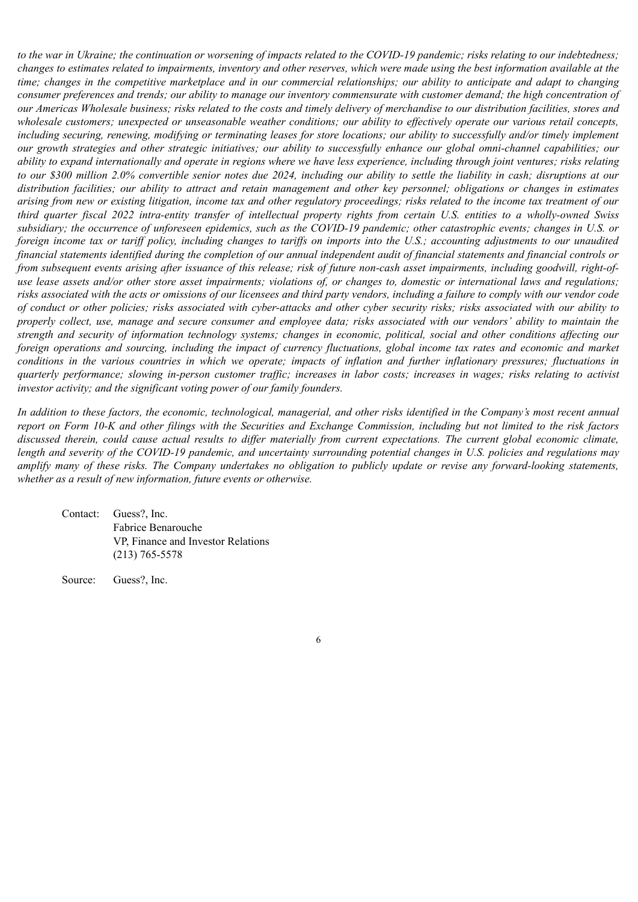*to the war in Ukraine; the continuation or worsening of impacts related to the COVID-19 pandemic; risks relating to our indebtedness; changes to estimates related to impairments, inventory and other reserves, which were made using the best information available at the time; changes in the competitive marketplace and in our commercial relationships; our ability to anticipate and adapt to changing consumer preferences and trends; our ability to manage our inventory commensurate with customer demand; the high concentration of our Americas Wholesale business; risks related to the costs and timely delivery of merchandise to our distribution facilities, stores and wholesale customers; unexpected or unseasonable weather conditions; our ability to effectively operate our various retail concepts, including securing, renewing, modifying or terminating leases for store locations; our ability to successfully and/or timely implement our growth strategies and other strategic initiatives; our ability to successfully enhance our global omni-channel capabilities; our ability to expand internationally and operate in regions where we have less experience, including through joint ventures; risks relating to our $300 million 2.0% convertible senior notes due 2024, including our ability to settle the liability in cash; disruptions at our distribution facilities; our ability to attract and retain management and other key personnel; obligations or changes in estimates arising from new or existing litigation, income tax and other regulatory proceedings; risks related to the income tax treatment of our third quarter fiscal 2022 intra-entity transfer of intellectual property rights from certain U.S. entities to a wholly-owned Swiss subsidiary; the occurrence of unforeseen epidemics, such as the COVID-19 pandemic; other catastrophic events; changes in U.S. or foreign income tax or tariff policy, including changes to tariffs on imports into the U.S.; accounting adjustments to our unaudited financial statements identified during the completion of our annual independent audit of financial statements and financial controls or from subsequent events arising after issuance of this release; risk of future non-cash asset impairments, including goodwill, right-of-use lease assets and/or other store asset impairments; violations of, or changes to, domestic or international laws and regulations; risks associated with the acts or omissions of our licensees and third party vendors, including a failure to comply with our vendor code of conduct or other policies; risks associated with cyber-attacks and other cyber security risks; risks associated with our ability to properly collect, use, manage and secure consumer and employee data; risks associated with our vendors' ability to maintain the strength and security of information technology systems; changes in economic, political, social and other conditions affecting our foreign operations and sourcing, including the impact of currency fluctuations, global income tax rates and economic and market conditions in the various countries in which we operate; impacts of inflation and further inflationary pressures; fluctuations in quarterly performance; slowing in-person customer traffic; increases in labor costs; increases in wages; risks relating to activist investor activity; and the significant voting power of our family founders.*

*In addition to these factors, the economic, technological, managerial, and other risks identified in the Company's most recent annual report on Form 10-K and other filings with the Securities and Exchange Commission, including but not limited to the risk factors discussed therein, could cause actual results to differ materially from current expectations. The current global economic climate, length and severity of the COVID-19 pandemic, and uncertainty surrounding potential changes in U.S. policies and regulations may amplify many of these risks. The Company undertakes no obligation to publicly update or revise any forward-looking statements, whether as a result of new information, future events or otherwise.*

Contact: Guess?, Inc.
Fabrice Benarouche
VP, Finance and Investor Relations
(213) 765-5578

Source: Guess?, Inc.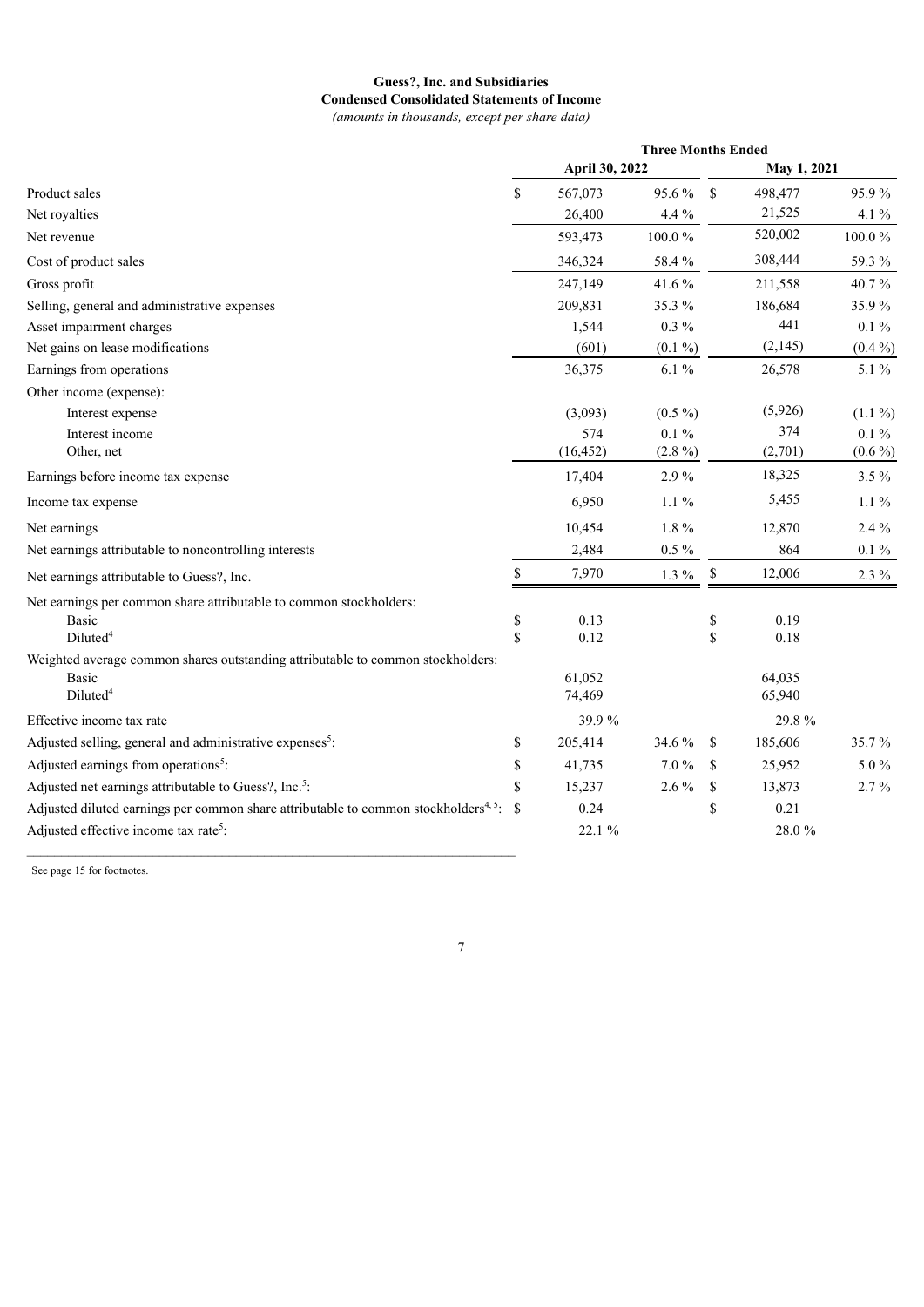**Guess?, Inc. and Subsidiaries**
**Condensed Consolidated Statements of Income**
*(amounts in thousands, except per share data)*

| | Three Months Ended | | | |
|---|---|---|---|---|
| | April 30, 2022 | | May 1, 2021 | |
| Product sales | $ 567,073 | 95.6 % | $ 498,477 | 95.9 % |
| Net royalties | 26,400 | 4.4 % | 21,525 | 4.1 % |
| Net revenue | 593,473 | 100.0 % | 520,002 | 100.0 % |
| Cost of product sales | 346,324 | 58.4 % | 308,444 | 59.3 % |
| Gross profit | 247,149 | 41.6 % | 211,558 | 40.7 % |
| Selling, general and administrative expenses | 209,831 | 35.3 % | 186,684 | 35.9 % |
| Asset impairment charges | 1,544 | 0.3 % | 441 | 0.1 % |
| Net gains on lease modifications | (601) | (0.1 %) | (2,145) | (0.4 %) |
| Earnings from operations | 36,375 | 6.1 % | 26,578 | 5.1 % |
| Other income (expense): | | | | |
| Interest expense | (3,093) | (0.5 %) | (5,926) | (1.1 %) |
| Interest income | 574 | 0.1 % | 374 | 0.1 % |
| Other, net | (16,452) | (2.8 %) | (2,701) | (0.6 %) |
| Earnings before income tax expense | 17,404 | 2.9 % | 18,325 | 3.5 % |
| Income tax expense | 6,950 | 1.1 % | 5,455 | 1.1 % |
| Net earnings | 10,454 | 1.8 % | 12,870 | 2.4 % |
| Net earnings attributable to noncontrolling interests | 2,484 | 0.5 % | 864 | 0.1 % |
| Net earnings attributable to Guess?, Inc. | $ 7,970 | 1.3 % | $ 12,006 | 2.3 % |
| Net earnings per common share attributable to common stockholders: | | | | |
| Basic | $ 0.13 | | $ 0.19 | |
| Diluted[4] | $ 0.12 | | $ 0.18 | |
| Weighted average common shares outstanding attributable to common stockholders: | | | | |
| Basic | 61,052 | | 64,035 | |
| Diluted[4] | 74,469 | | 65,940 | |
| Effective income tax rate | 39.9 % | | 29.8 % | |
| Adjusted selling, general and administrative expenses[5]: | $ 205,414 | 34.6 % | $ 185,606 | 35.7 % |
| Adjusted earnings from operations[5]: | $ 41,735 | 7.0 % | $ 25,952 | 5.0 % |
| Adjusted net earnings attributable to Guess?, Inc.[5]: | $ 15,237 | 2.6 % | $ 13,873 | 2.7 % |
| Adjusted diluted earnings per common share attributable to common stockholders[4, 5]: | $ 0.24 | | $ 0.21 | |
| Adjusted effective income tax rate[5]: | 22.1 % | | 28.0 % | |

See page 15 for footnotes.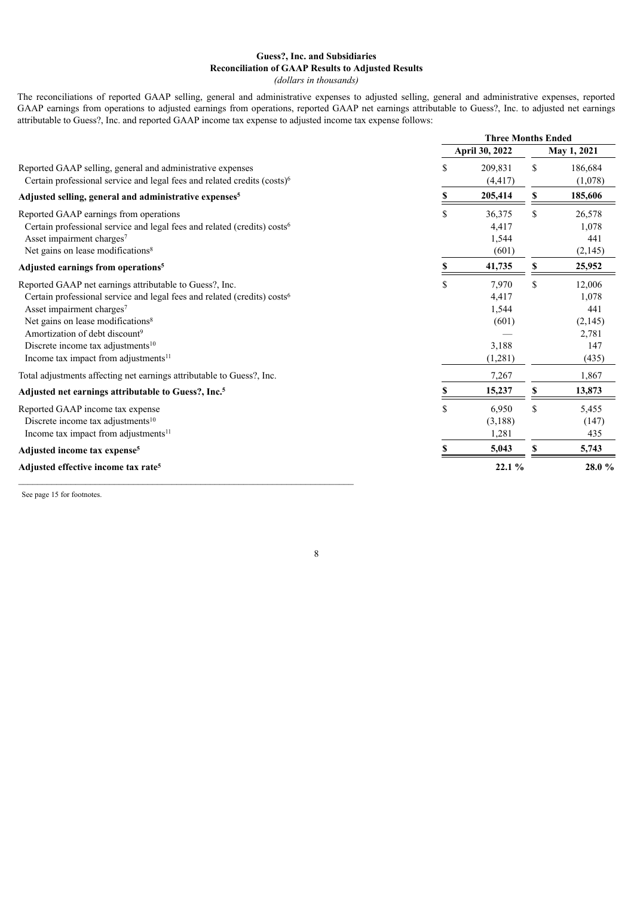**Guess?, Inc. and Subsidiaries**
**Reconciliation of GAAP Results to Adjusted Results**
*(dollars in thousands)*

The reconciliations of reported GAAP selling, general and administrative expenses to adjusted selling, general and administrative expenses, reported GAAP earnings from operations to adjusted earnings from operations, reported GAAP net earnings attributable to Guess?, Inc. to adjusted net earnings attributable to Guess?, Inc. and reported GAAP income tax expense to adjusted income tax expense follows:

| | Three Months Ended | |
|---|---|---|
| | April 30, 2022 | May 1, 2021 |
| Reported GAAP selling, general and administrative expenses | $ 209,831 | $ 186,684 |
| Certain professional service and legal fees and related credits (costs)[6] | (4,417) | (1,078) |
| **Adjusted selling, general and administrative expenses[5]** | **$ 205,414** | **$ 185,606** |
| Reported GAAP earnings from operations | $ 36,375 | $ 26,578 |
| Certain professional service and legal fees and related (credits) costs[6] | 4,417 | 1,078 |
| Asset impairment charges[7] | 1,544 | 441 |
| Net gains on lease modifications[8] | (601) | (2,145) |
| **Adjusted earnings from operations[5]** | **$ 41,735** | **$ 25,952** |
| Reported GAAP net earnings attributable to Guess?, Inc. | $ 7,970 | $ 12,006 |
| Certain professional service and legal fees and related (credits) costs[6] | 4,417 | 1,078 |
| Asset impairment charges[7] | 1,544 | 441 |
| Net gains on lease modifications[8] | (601) | (2,145) |
| Amortization of debt discount[9] | — | 2,781 |
| Discrete income tax adjustments[10] | 3,188 | 147 |
| Income tax impact from adjustments[11] | (1,281) | (435) |
| Total adjustments affecting net earnings attributable to Guess?, Inc. | 7,267 | 1,867 |
| **Adjusted net earnings attributable to Guess?, Inc.[5]** | **$ 15,237** | **$ 13,873** |
| Reported GAAP income tax expense | $ 6,950 | $ 5,455 |
| Discrete income tax adjustments[10] | (3,188) | (147) |
| Income tax impact from adjustments[11] | 1,281 | 435 |
| **Adjusted income tax expense[5]** | **$ 5,043** | **$ 5,743** |
| **Adjusted effective income tax rate[5]** | **22.1 %** | **28.0 %** |

See page 15 for footnotes.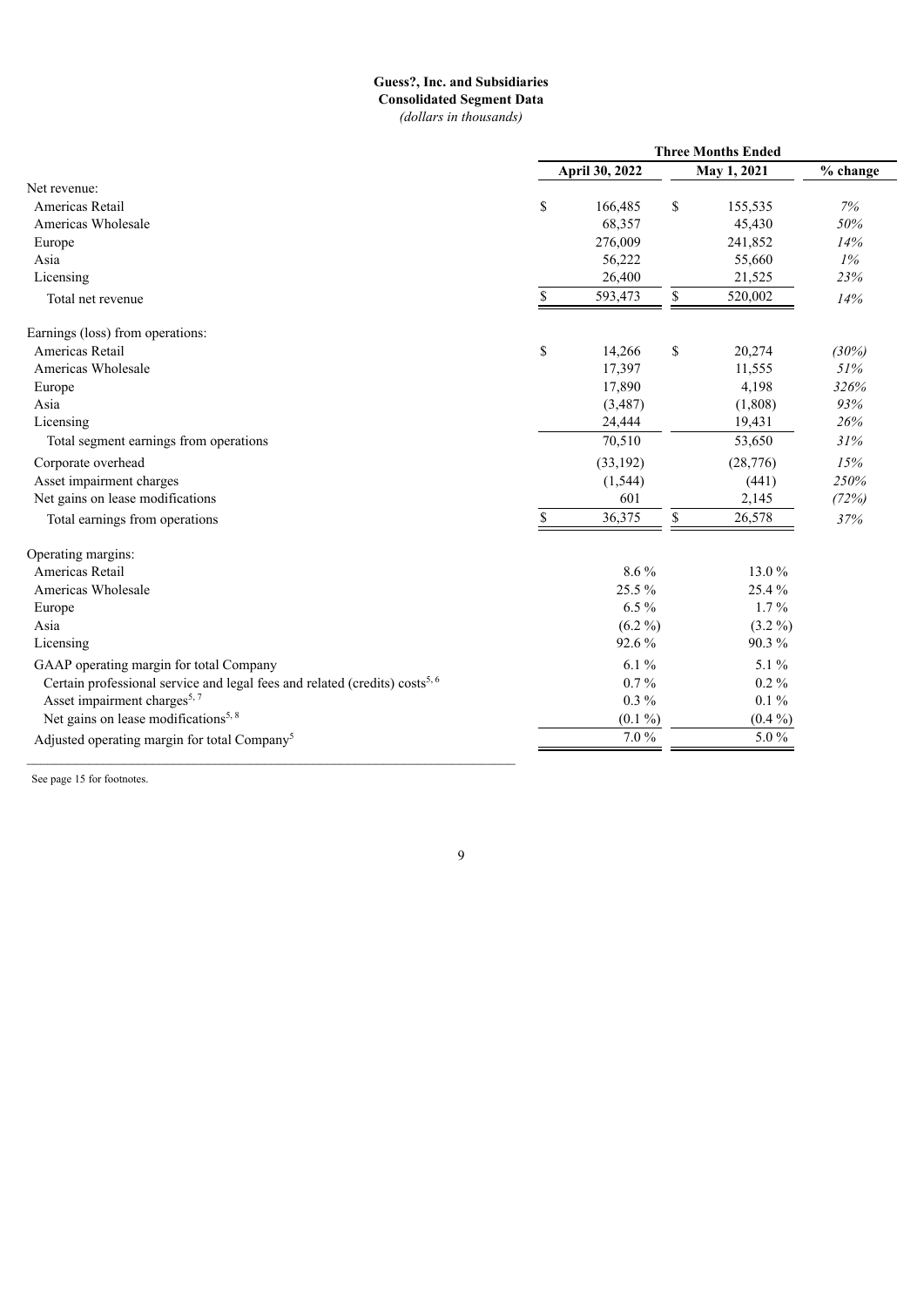**Guess?, Inc. and Subsidiaries**
**Consolidated Segment Data**
*(dollars in thousands)*

| | Three Months Ended | | |
|---|---|---|---|
| | April 30, 2022 | May 1, 2021 | % change |
| Net revenue: | | | |
| Americas Retail | $ 166,485 | $ 155,535 | 7% |
| Americas Wholesale | 68,357 | 45,430 | 50% |
| Europe | 276,009 | 241,852 | 14% |
| Asia | 56,222 | 55,660 | 1% |
| Licensing | 26,400 | 21,525 | 23% |
| Total net revenue | $ 593,473 | $ 520,002 | 14% |
| Earnings (loss) from operations: | | | |
| Americas Retail | $ 14,266 | $ 20,274 | (30%) |
| Americas Wholesale | 17,397 | 11,555 | 51% |
| Europe | 17,890 | 4,198 | 326% |
| Asia | (3,487) | (1,808) | 93% |
| Licensing | 24,444 | 19,431 | 26% |
| Total segment earnings from operations | 70,510 | 53,650 | 31% |
| Corporate overhead | (33,192) | (28,776) | 15% |
| Asset impairment charges | (1,544) | (441) | 250% |
| Net gains on lease modifications | 601 | 2,145 | (72%) |
| Total earnings from operations | $ 36,375 | $ 26,578 | 37% |
| Operating margins: | | | |
| Americas Retail | 8.6 % | 13.0 % | |
| Americas Wholesale | 25.5 % | 25.4 % | |
| Europe | 6.5 % | 1.7 % | |
| Asia | (6.2 %) | (3.2 %) | |
| Licensing | 92.6 % | 90.3 % | |
| GAAP operating margin for total Company | 6.1 % | 5.1 % | |
| Certain professional service and legal fees and related (credits) costs[5, 6] | 0.7 % | 0.2 % | |
| Asset impairment charges[5, 7] | 0.3 % | 0.1 % | |
| Net gains on lease modifications[5, 8] | (0.1 %) | (0.4 %) | |
| Adjusted operating margin for total Company[5] | 7.0 % | 5.0 % | |

See page 15 for footnotes.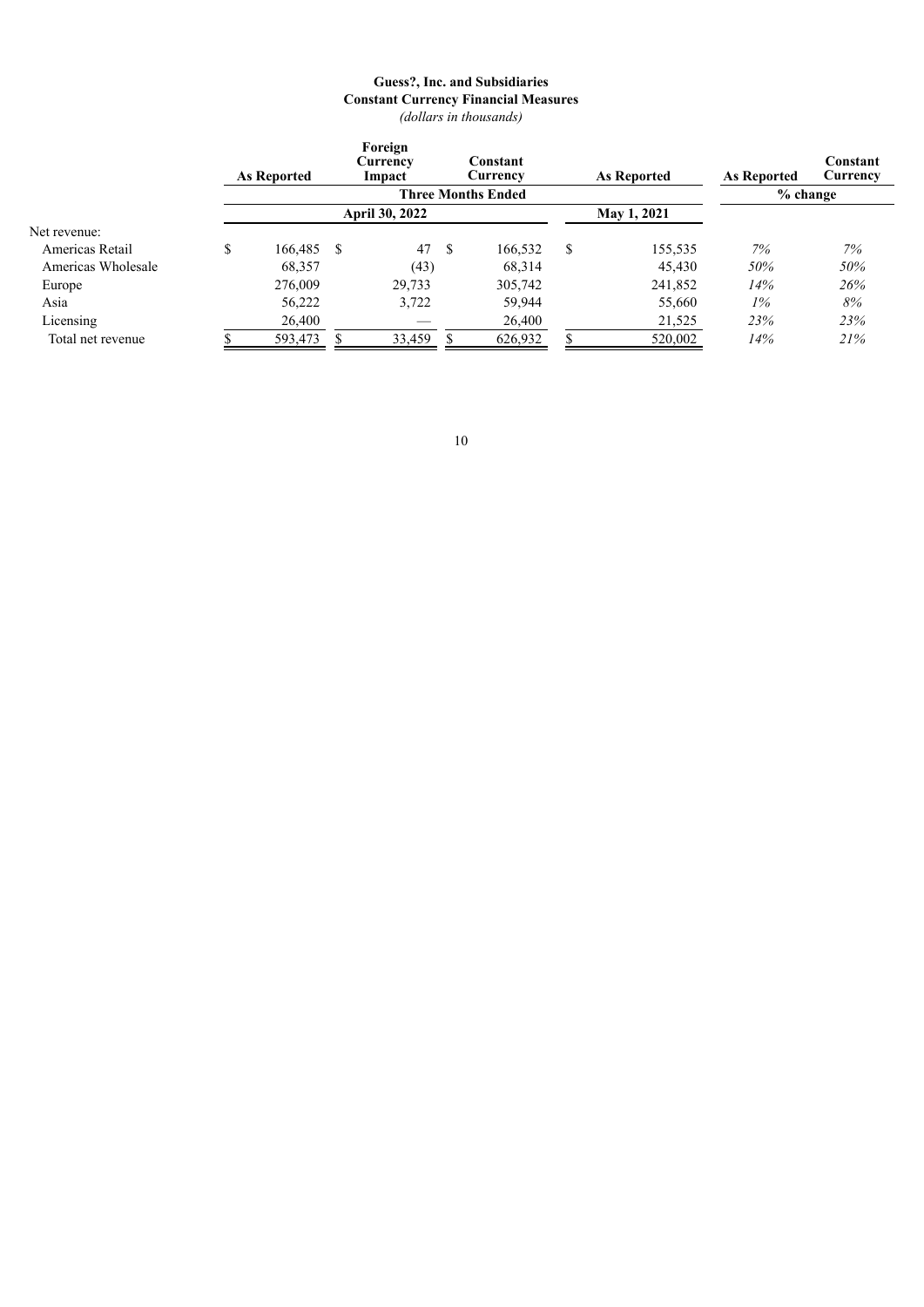**Guess?, Inc. and Subsidiaries**
**Constant Currency Financial Measures**
*(dollars in thousands)*

| | As Reported | Foreign Currency Impact | Constant Currency | As Reported | As Reported | Constant Currency |
|---|---|---|---|---|---|---|
| | **Three Months Ended** | | | | **% change** | |
| | **April 30, 2022** | | | **May 1, 2021** | | |
| Net revenue: | | | | | | |
| Americas Retail | $ 166,485 | $ 47 | $ 166,532 | $ 155,535 | *7%* | *7%* |
| Americas Wholesale | 68,357 | (43) | 68,314 | 45,430 | *50%* | *50%* |
| Europe | 276,009 | 29,733 | 305,742 | 241,852 | *14%* | *26%* |
| Asia | 56,222 | 3,722 | 59,944 | 55,660 | *1%* | *8%* |
| Licensing | 26,400 | — | 26,400 | 21,525 | *23%* | *23%* |
| Total net revenue | $ 593,473 | $ 33,459 | $ 626,932 | $ 520,002 | *14%* | *21%* |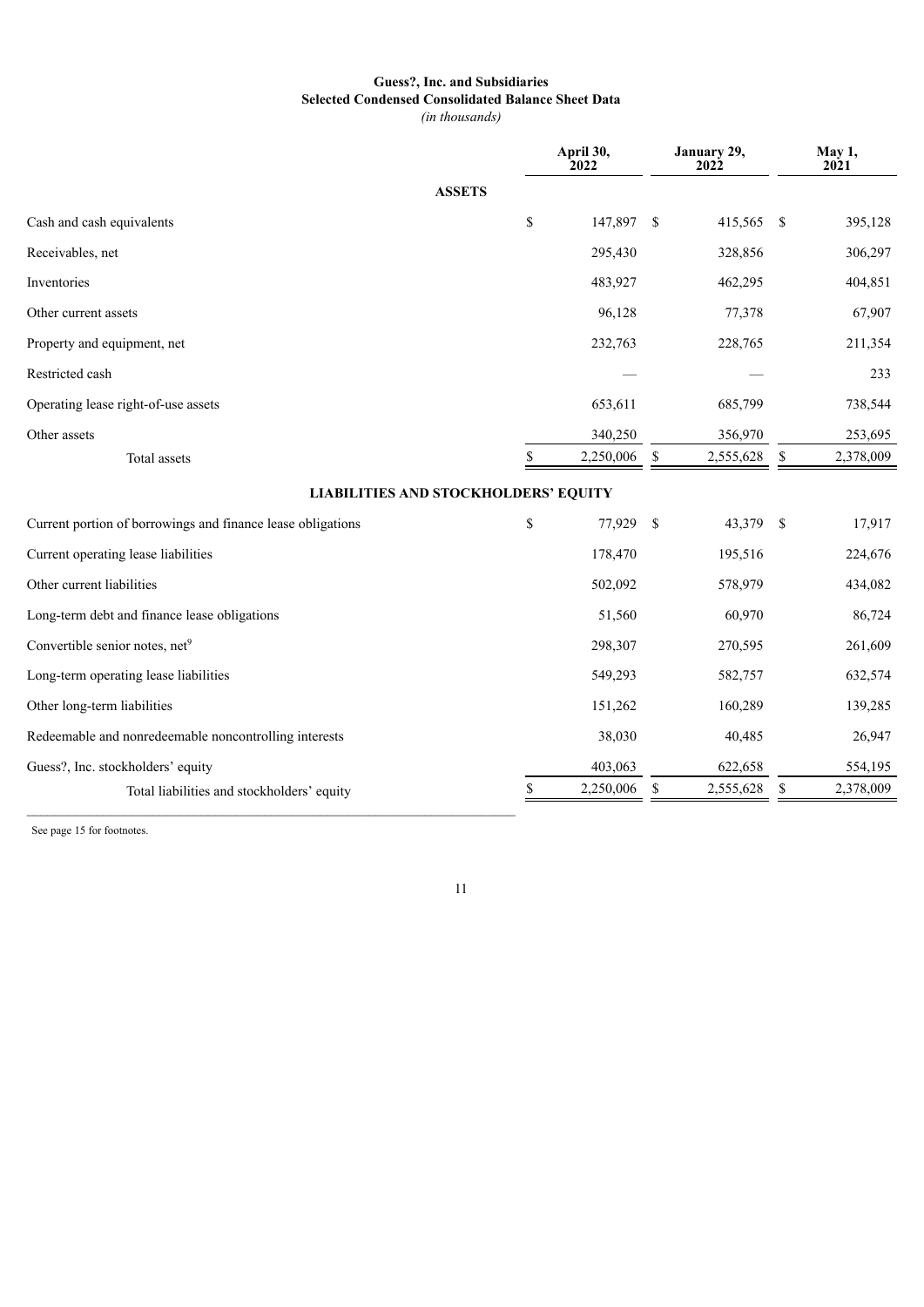**Guess?, Inc. and Subsidiaries**
**Selected Condensed Consolidated Balance Sheet Data**
*(in thousands)*

| | April 30, 2022 | January 29, 2022 | May 1, 2021 |
|---|---|---|---|
| **ASSETS** | | | |
| Cash and cash equivalents | $ 147,897 | $ 415,565 | $ 395,128 |
| Receivables, net | 295,430 | 328,856 | 306,297 |
| Inventories | 483,927 | 462,295 | 404,851 |
| Other current assets | 96,128 | 77,378 | 67,907 |
| Property and equipment, net | 232,763 | 228,765 | 211,354 |
| Restricted cash | — | — | 233 |
| Operating lease right-of-use assets | 653,611 | 685,799 | 738,544 |
| Other assets | 340,250 | 356,970 | 253,695 |
| Total assets | $ 2,250,006 | $ 2,555,628 | $ 2,378,009 |
| **LIABILITIES AND STOCKHOLDERS' EQUITY** | | | |
| Current portion of borrowings and finance lease obligations | $ 77,929 | $ 43,379 | $ 17,917 |
| Current operating lease liabilities | 178,470 | 195,516 | 224,676 |
| Other current liabilities | 502,092 | 578,979 | 434,082 |
| Long-term debt and finance lease obligations | 51,560 | 60,970 | 86,724 |
| Convertible senior notes, net[9] | 298,307 | 270,595 | 261,609 |
| Long-term operating lease liabilities | 549,293 | 582,757 | 632,574 |
| Other long-term liabilities | 151,262 | 160,289 | 139,285 |
| Redeemable and nonredeemable noncontrolling interests | 38,030 | 40,485 | 26,947 |
| Guess?, Inc. stockholders' equity | 403,063 | 622,658 | 554,195 |
| Total liabilities and stockholders' equity | $ 2,250,006 | $ 2,555,628 | $ 2,378,009 |

See page 15 for footnotes.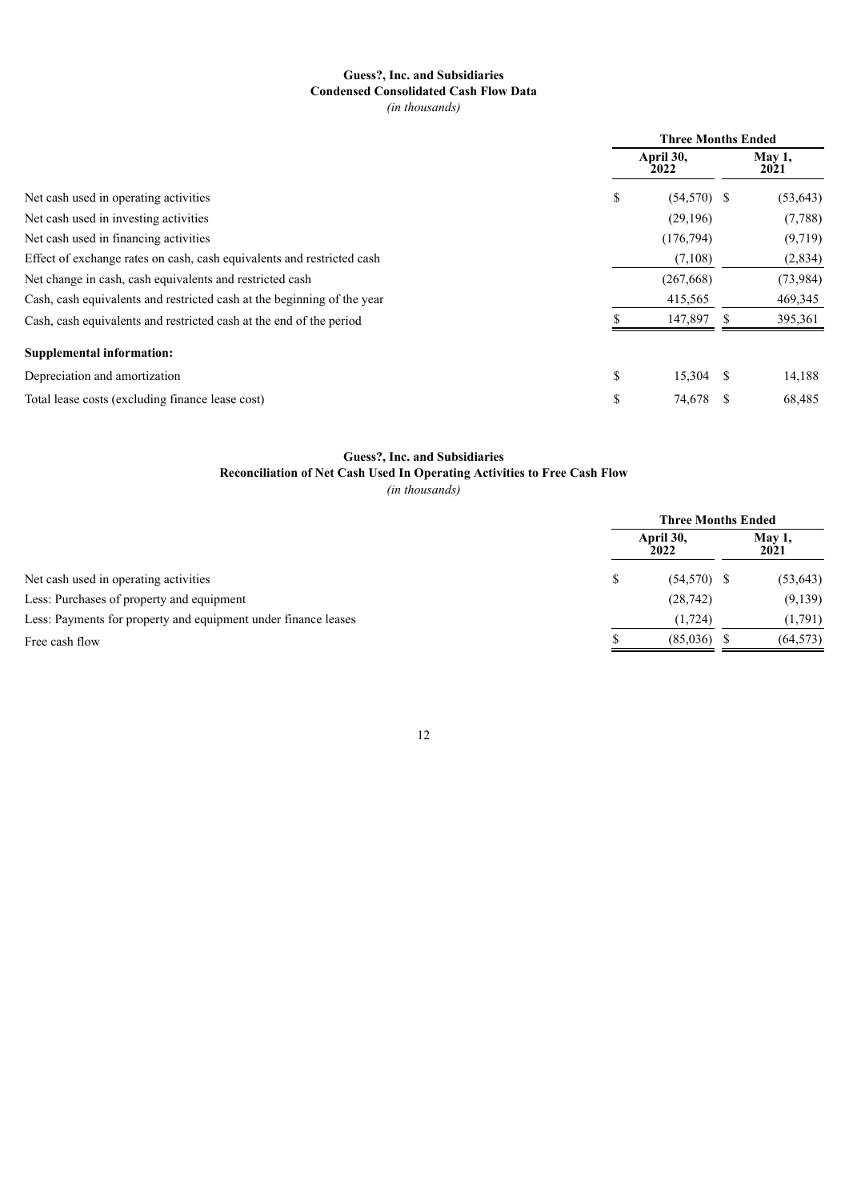**Guess?, Inc. and Subsidiaries**
**Condensed Consolidated Cash Flow Data**
*(in thousands)*

| | Three Months Ended | |
|---|---|---|
| | April 30, 2022 | May 1, 2021 |
| Net cash used in operating activities | $ (54,570) | $ (53,643) |
| Net cash used in investing activities | (29,196) | (7,788) |
| Net cash used in financing activities | (176,794) | (9,719) |
| Effect of exchange rates on cash, cash equivalents and restricted cash | (7,108) | (2,834) |
| Net change in cash, cash equivalents and restricted cash | (267,668) | (73,984) |
| Cash, cash equivalents and restricted cash at the beginning of the year | 415,565 | 469,345 |
| Cash, cash equivalents and restricted cash at the end of the period | $ 147,897 | $ 395,361 |
| **Supplemental information:** | | |
| Depreciation and amortization | $ 15,304 | $ 14,188 |
| Total lease costs (excluding finance lease cost) | $ 74,678 | $ 68,485 |

**Guess?, Inc. and Subsidiaries**
**Reconciliation of Net Cash Used In Operating Activities to Free Cash Flow**
*(in thousands)*

| | Three Months Ended | |
|---|---|---|
| | April 30, 2022 | May 1, 2021 |
| Net cash used in operating activities | $ (54,570) | $ (53,643) |
| Less: Purchases of property and equipment | (28,742) | (9,139) |
| Less: Payments for property and equipment under finance leases | (1,724) | (1,791) |
| Free cash flow | $ (85,036) | $ (64,573) |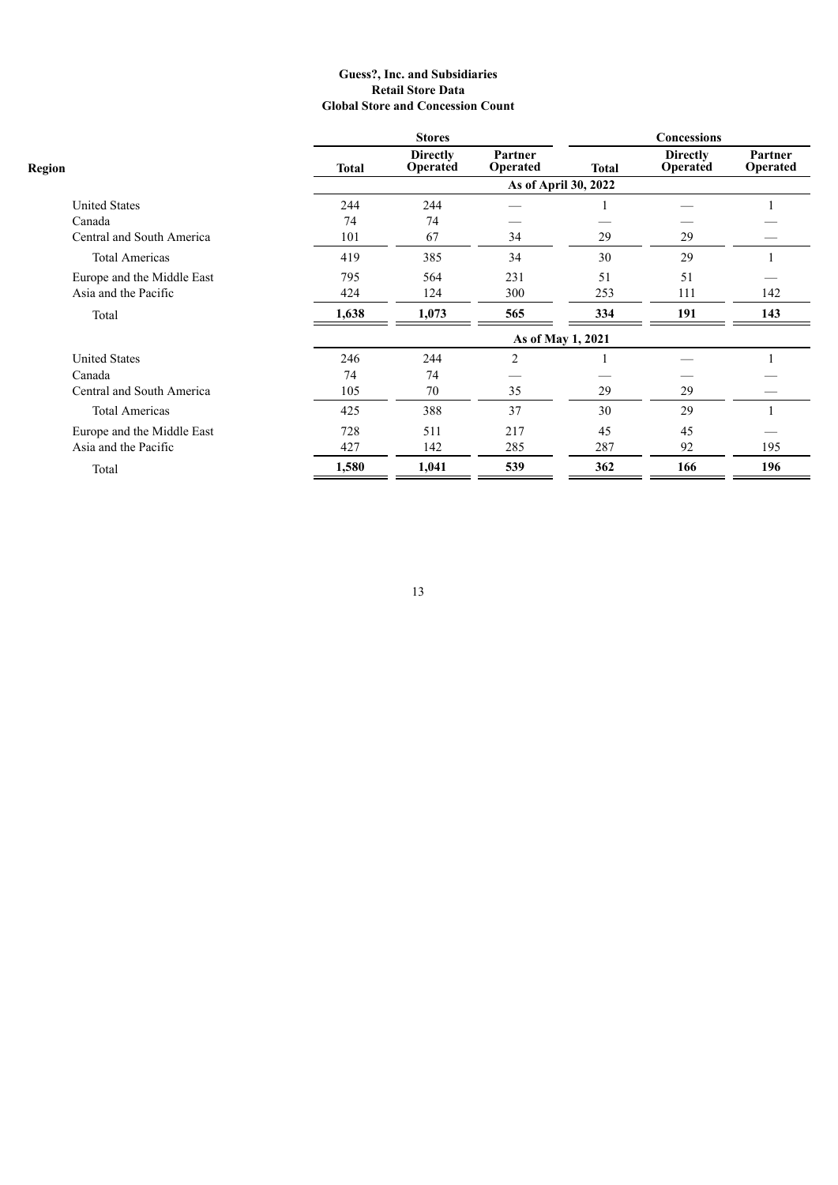**Guess?, Inc. and Subsidiaries**
**Retail Store Data**
**Global Store and Concession Count**

| Region | Stores | | | Concessions | | |
|---|---|---|---|---|---|---|
| | Total | Directly Operated | Partner Operated | Total | Directly Operated | Partner Operated |
| | As of April 30, 2022 | | | | | |
| United States | 244 | 244 | — | 1 | — | 1 |
| Canada | 74 | 74 | — | — | — | — |
| Central and South America | 101 | 67 | 34 | 29 | 29 | — |
| Total Americas | 419 | 385 | 34 | 30 | 29 | 1 |
| Europe and the Middle East | 795 | 564 | 231 | 51 | 51 | — |
| Asia and the Pacific | 424 | 124 | 300 | 253 | 111 | 142 |
| Total | **1,638** | **1,073** | **565** | **334** | **191** | **143** |
| | As of May 1, 2021 | | | | | |
| United States | 246 | 244 | 2 | 1 | — | 1 |
| Canada | 74 | 74 | — | — | — | — |
| Central and South America | 105 | 70 | 35 | 29 | 29 | — |
| Total Americas | 425 | 388 | 37 | 30 | 29 | 1 |
| Europe and the Middle East | 728 | 511 | 217 | 45 | 45 | — |
| Asia and the Pacific | 427 | 142 | 285 | 287 | 92 | 195 |
| Total | **1,580** | **1,041** | **539** | **362** | **166** | **196** |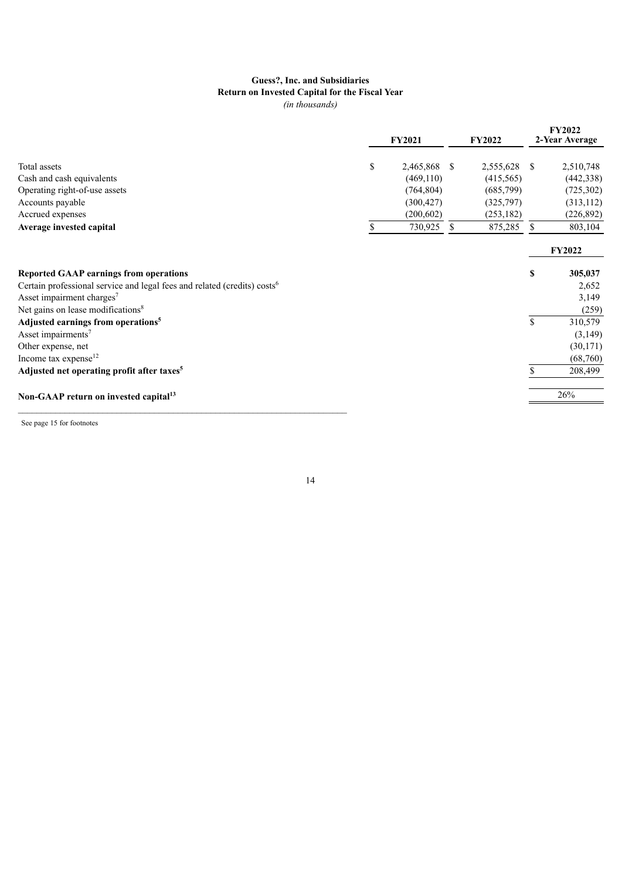**Guess?, Inc. and Subsidiaries**
**Return on Invested Capital for the Fiscal Year**
*(in thousands)*

| | FY2021 | FY2022 | FY2022 2-Year Average |
|---|---|---|---|
| Total assets | $ 2,465,868 | $ 2,555,628 | $ 2,510,748 |
| Cash and cash equivalents | (469,110) | (415,565) | (442,338) |
| Operating right-of-use assets | (764,804) | (685,799) | (725,302) |
| Accounts payable | (300,427) | (325,797) | (313,112) |
| Accrued expenses | (200,602) | (253,182) | (226,892) |
| **Average invested capital** | $ 730,925 | $ 875,285 | $ 803,104 |

| | FY2022 |
|---|---|
| **Reported GAAP earnings from operations** | **$ 305,037** |
| Certain professional service and legal fees and related (credits) costs[6] | 2,652 |
| Asset impairment charges[7] | 3,149 |
| Net gains on lease modifications[8] | (259) |
| **Adjusted earnings from operations[5]** | $ 310,579 |
| Asset impairments[7] | (3,149) |
| Other expense, net | (30,171) |
| Income tax expense[12] | (68,760) |
| **Adjusted net operating profit after taxes[5]** | $ 208,499 |
| | |
| **Non-GAAP return on invested capital[13]** | 26% |

See page 15 for footnotes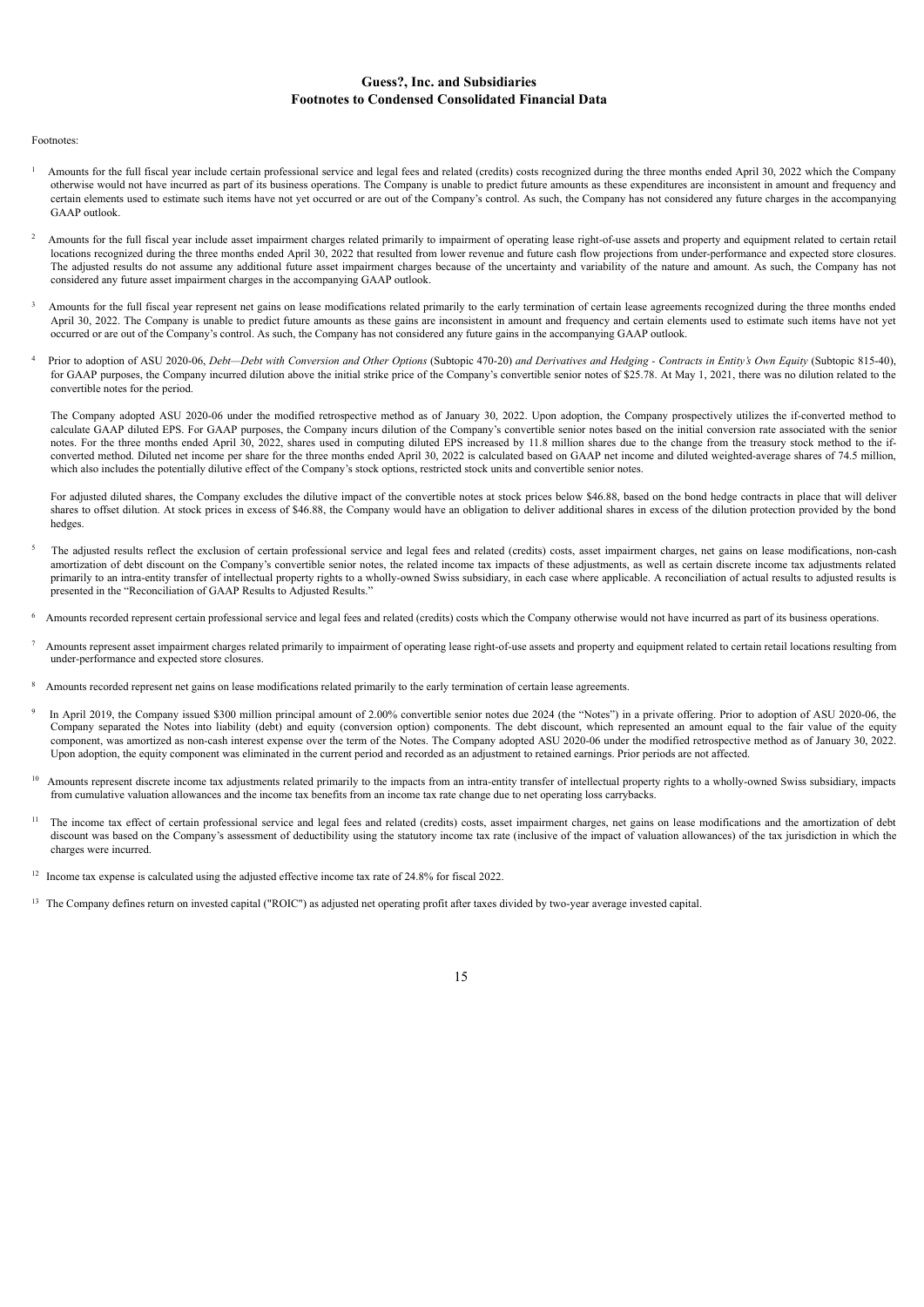# Guess?, Inc. and Subsidiaries
## Footnotes to Condensed Consolidated Financial Data

Footnotes:

[1] Amounts for the full fiscal year include certain professional service and legal fees and related (credits) costs recognized during the three months ended April 30, 2022 which the Company otherwise would not have incurred as part of its business operations. The Company is unable to predict future amounts as these expenditures are inconsistent in amount and frequency and certain elements used to estimate such items have not yet occurred or are out of the Company's control. As such, the Company has not considered any future charges in the accompanying GAAP outlook.

[2] Amounts for the full fiscal year include asset impairment charges related primarily to impairment of operating lease right-of-use assets and property and equipment related to certain retail locations recognized during the three months ended April 30, 2022 that resulted from lower revenue and future cash flow projections from under-performance and expected store closures. The adjusted results do not assume any additional future asset impairment charges because of the uncertainty and variability of the nature and amount. As such, the Company has not considered any future asset impairment charges in the accompanying GAAP outlook.

[3] Amounts for the full fiscal year represent net gains on lease modifications related primarily to the early termination of certain lease agreements recognized during the three months ended April 30, 2022. The Company is unable to predict future amounts as these gains are inconsistent in amount and frequency and certain elements used to estimate such items have not yet occurred or are out of the Company's control. As such, the Company has not considered any future gains in the accompanying GAAP outlook.

[4] Prior to adoption of ASU 2020-06, *Debt—Debt with Conversion and Other Options* (Subtopic 470-20) *and Derivatives and Hedging - Contracts in Entity's Own Equity* (Subtopic 815-40), for GAAP purposes, the Company incurred dilution above the initial strike price of the Company's convertible senior notes of $25.78. At May 1, 2021, there was no dilution related to the convertible notes for the period.

The Company adopted ASU 2020-06 under the modified retrospective method as of January 30, 2022. Upon adoption, the Company prospectively utilizes the if-converted method to calculate GAAP diluted EPS. For GAAP purposes, the Company incurs dilution of the Company's convertible senior notes based on the initial conversion rate associated with the senior notes. For the three months ended April 30, 2022, shares used in computing diluted EPS increased by 11.8 million shares due to the change from the treasury stock method to the if-converted method. Diluted net income per share for the three months ended April 30, 2022 is calculated based on GAAP net income and diluted weighted-average shares of 74.5 million, which also includes the potentially dilutive effect of the Company's stock options, restricted stock units and convertible senior notes.

For adjusted diluted shares, the Company excludes the dilutive impact of the convertible notes at stock prices below $46.88, based on the bond hedge contracts in place that will deliver shares to offset dilution. At stock prices in excess of $46.88, the Company would have an obligation to deliver additional shares in excess of the dilution protection provided by the bond hedges.

[5] The adjusted results reflect the exclusion of certain professional service and legal fees and related (credits) costs, asset impairment charges, net gains on lease modifications, non-cash amortization of debt discount on the Company's convertible senior notes, the related income tax impacts of these adjustments, as well as certain discrete income tax adjustments related primarily to an intra-entity transfer of intellectual property rights to a wholly-owned Swiss subsidiary, in each case where applicable. A reconciliation of actual results to adjusted results is presented in the "Reconciliation of GAAP Results to Adjusted Results."

[6] Amounts recorded represent certain professional service and legal fees and related (credits) costs which the Company otherwise would not have incurred as part of its business operations.

[7] Amounts represent asset impairment charges related primarily to impairment of operating lease right-of-use assets and property and equipment related to certain retail locations resulting from under-performance and expected store closures.

[8] Amounts recorded represent net gains on lease modifications related primarily to the early termination of certain lease agreements.

[9] In April 2019, the Company issued $300 million principal amount of 2.00% convertible senior notes due 2024 (the "Notes") in a private offering. Prior to adoption of ASU 2020-06, the Company separated the Notes into liability (debt) and equity (conversion option) components. The debt discount, which represented an amount equal to the fair value of the equity component, was amortized as non-cash interest expense over the term of the Notes. The Company adopted ASU 2020-06 under the modified retrospective method as of January 30, 2022. Upon adoption, the equity component was eliminated in the current period and recorded as an adjustment to retained earnings. Prior periods are not affected.

[10] Amounts represent discrete income tax adjustments related primarily to the impacts from an intra-entity transfer of intellectual property rights to a wholly-owned Swiss subsidiary, impacts from cumulative valuation allowances and the income tax benefits from an income tax rate change due to net operating loss carrybacks.

[11] The income tax effect of certain professional service and legal fees and related (credits) costs, asset impairment charges, net gains on lease modifications and the amortization of debt discount was based on the Company's assessment of deductibility using the statutory income tax rate (inclusive of the impact of valuation allowances) of the tax jurisdiction in which the charges were incurred.

[12] Income tax expense is calculated using the adjusted effective income tax rate of 24.8% for fiscal 2022.

[13] The Company defines return on invested capital ("ROIC") as adjusted net operating profit after taxes divided by two-year average invested capital.